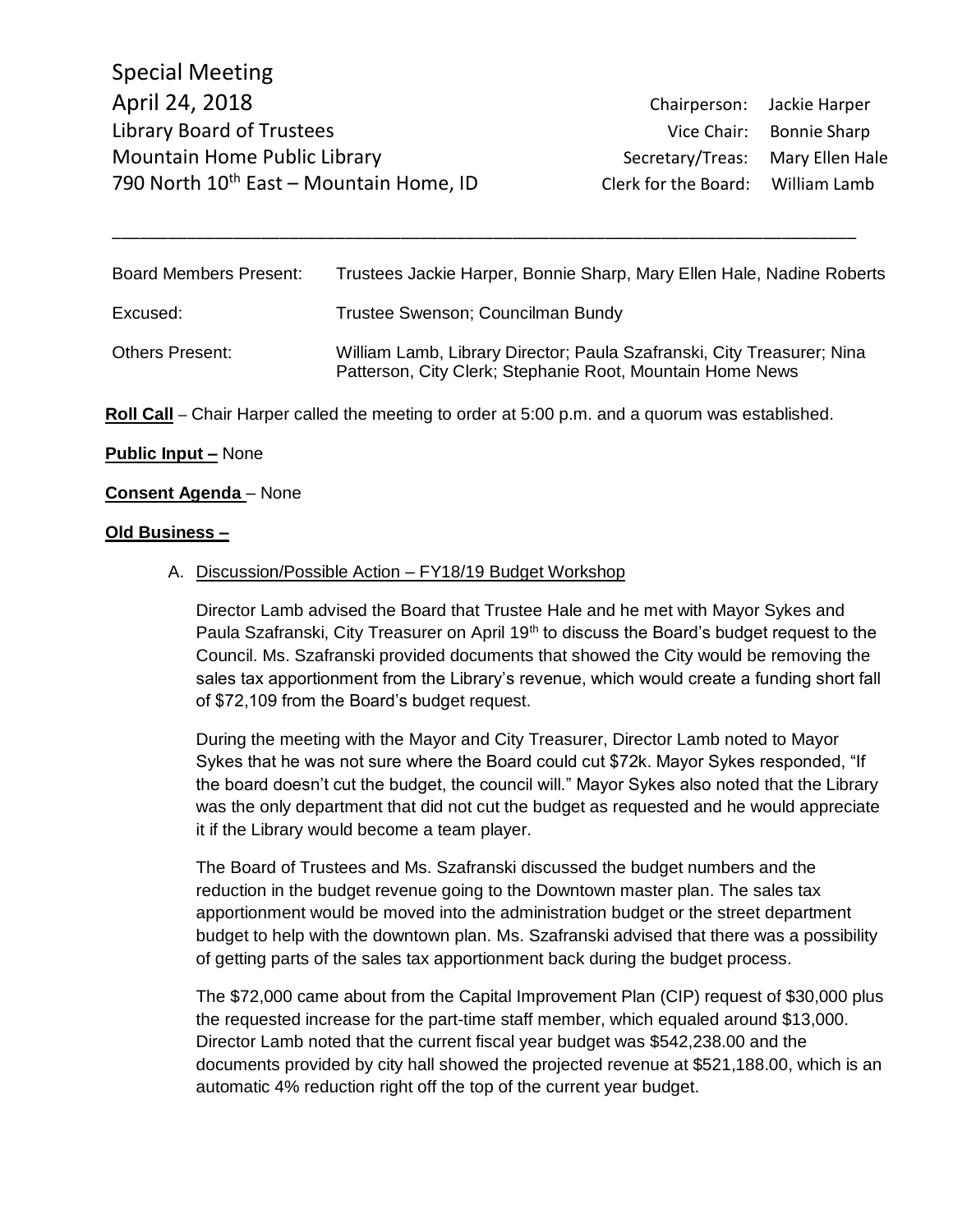Special Meeting
April 24, 2018
Library Board of Trustees
Mountain Home Public Library
790 North 10th East – Mountain Home, ID

Chairperson: Jackie Harper
Vice Chair: Bonnie Sharp
Secretary/Treas: Mary Ellen Hale
Clerk for the Board: William Lamb

---

| | |
|---|---|
| Board Members Present: | Trustees Jackie Harper, Bonnie Sharp, Mary Ellen Hale, Nadine Roberts |
| Excused: | Trustee Swenson; Councilman Bundy |
| Others Present: | William Lamb, Library Director; Paula Szafranski, City Treasurer; Nina Patterson, City Clerk; Stephanie Root, Mountain Home News |

**Roll Call** – Chair Harper called the meeting to order at 5:00 p.m. and a quorum was established.

**Public Input –** None

**Consent Agenda** – None

**Old Business –**

A. Discussion/Possible Action – FY18/19 Budget Workshop

Director Lamb advised the Board that Trustee Hale and he met with Mayor Sykes and Paula Szafranski, City Treasurer on April 19th to discuss the Board's budget request to the Council. Ms. Szafranski provided documents that showed the City would be removing the sales tax apportionment from the Library's revenue, which would create a funding short fall of $72,109 from the Board's budget request.

During the meeting with the Mayor and City Treasurer, Director Lamb noted to Mayor Sykes that he was not sure where the Board could cut $72k. Mayor Sykes responded, "If the board doesn't cut the budget, the council will." Mayor Sykes also noted that the Library was the only department that did not cut the budget as requested and he would appreciate it if the Library would become a team player.

The Board of Trustees and Ms. Szafranski discussed the budget numbers and the reduction in the budget revenue going to the Downtown master plan. The sales tax apportionment would be moved into the administration budget or the street department budget to help with the downtown plan. Ms. Szafranski advised that there was a possibility of getting parts of the sales tax apportionment back during the budget process.

The $72,000 came about from the Capital Improvement Plan (CIP) request of $30,000 plus the requested increase for the part-time staff member, which equaled around $13,000. Director Lamb noted that the current fiscal year budget was $542,238.00 and the documents provided by city hall showed the projected revenue at $521,188.00, which is an automatic 4% reduction right off the top of the current year budget.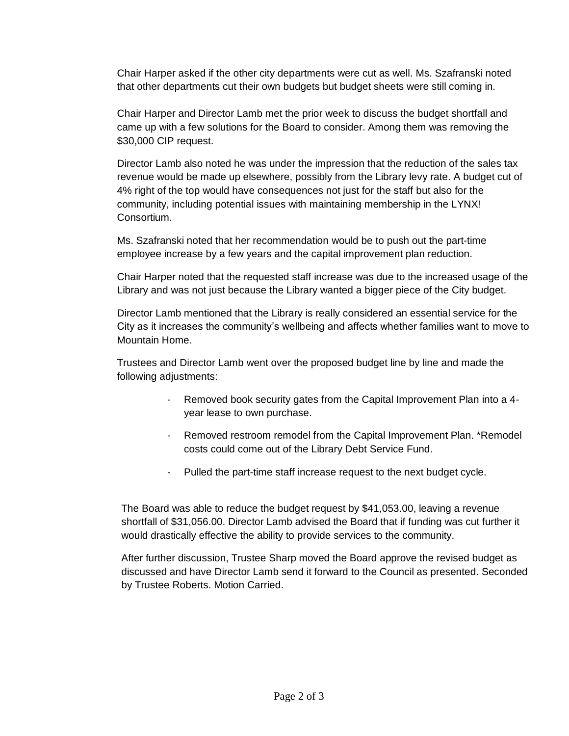Chair Harper asked if the other city departments were cut as well. Ms. Szafranski noted that other departments cut their own budgets but budget sheets were still coming in.

Chair Harper and Director Lamb met the prior week to discuss the budget shortfall and came up with a few solutions for the Board to consider. Among them was removing the $30,000 CIP request.

Director Lamb also noted he was under the impression that the reduction of the sales tax revenue would be made up elsewhere, possibly from the Library levy rate. A budget cut of 4% right of the top would have consequences not just for the staff but also for the community, including potential issues with maintaining membership in the LYNX! Consortium.

Ms. Szafranski noted that her recommendation would be to push out the part-time employee increase by a few years and the capital improvement plan reduction.

Chair Harper noted that the requested staff increase was due to the increased usage of the Library and was not just because the Library wanted a bigger piece of the City budget.

Director Lamb mentioned that the Library is really considered an essential service for the City as it increases the community's wellbeing and affects whether families want to move to Mountain Home.

Trustees and Director Lamb went over the proposed budget line by line and made the following adjustments:

- Removed book security gates from the Capital Improvement Plan into a 4-year lease to own purchase.
- Removed restroom remodel from the Capital Improvement Plan. *Remodel costs could come out of the Library Debt Service Fund.
- Pulled the part-time staff increase request to the next budget cycle.

The Board was able to reduce the budget request by $41,053.00, leaving a revenue shortfall of $31,056.00. Director Lamb advised the Board that if funding was cut further it would drastically effective the ability to provide services to the community.

After further discussion, Trustee Sharp moved the Board approve the revised budget as discussed and have Director Lamb send it forward to the Council as presented. Seconded by Trustee Roberts. Motion Carried.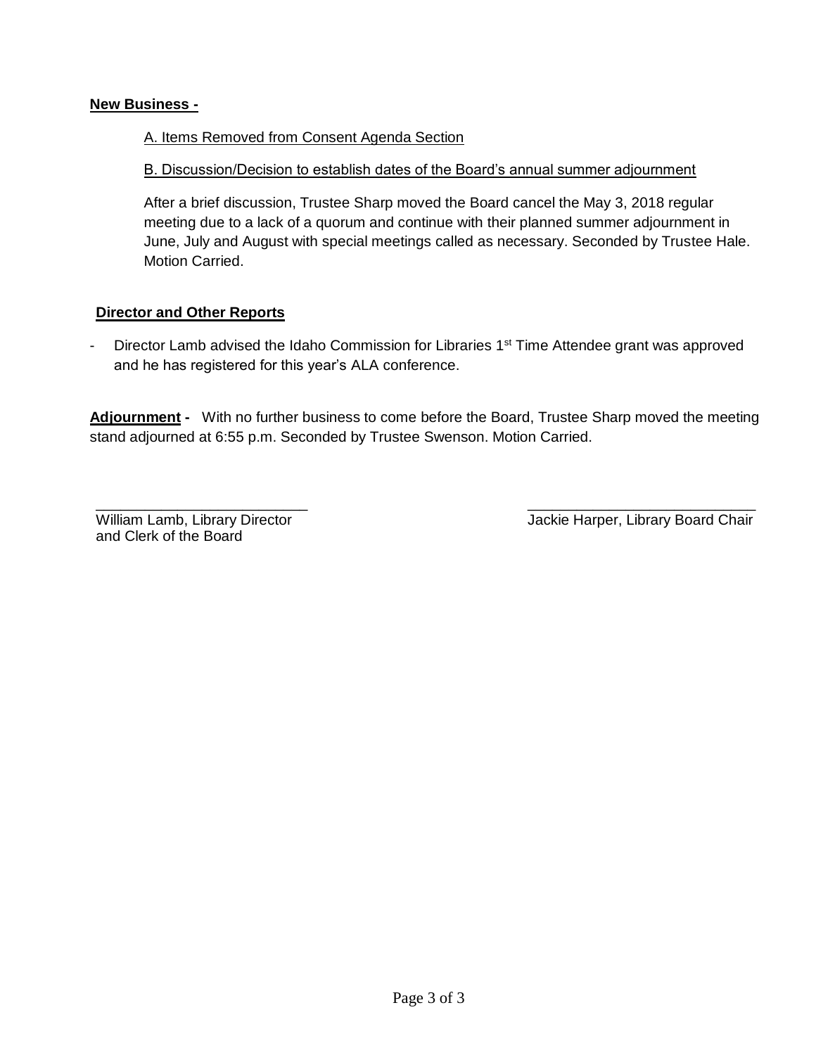**New Business -**

A. Items Removed from Consent Agenda Section

B. Discussion/Decision to establish dates of the Board's annual summer adjournment

After a brief discussion, Trustee Sharp moved the Board cancel the May 3, 2018 regular meeting due to a lack of a quorum and continue with their planned summer adjournment in June, July and August with special meetings called as necessary. Seconded by Trustee Hale. Motion Carried.

**Director and Other Reports**

- Director Lamb advised the Idaho Commission for Libraries 1st Time Attendee grant was approved and he has registered for this year's ALA conference.

**Adjournment -** With no further business to come before the Board, Trustee Sharp moved the meeting stand adjourned at 6:55 p.m. Seconded by Trustee Swenson. Motion Carried.

\_\_\_\_\_\_\_\_\_\_\_\_\_\_\_\_\_\_\_\_\_\_\_\_\_\_
William Lamb, Library Director
and Clerk of the Board

\_\_\_\_\_\_\_\_\_\_\_\_\_\_\_\_\_\_\_\_\_\_\_\_\_\_
Jackie Harper, Library Board Chair